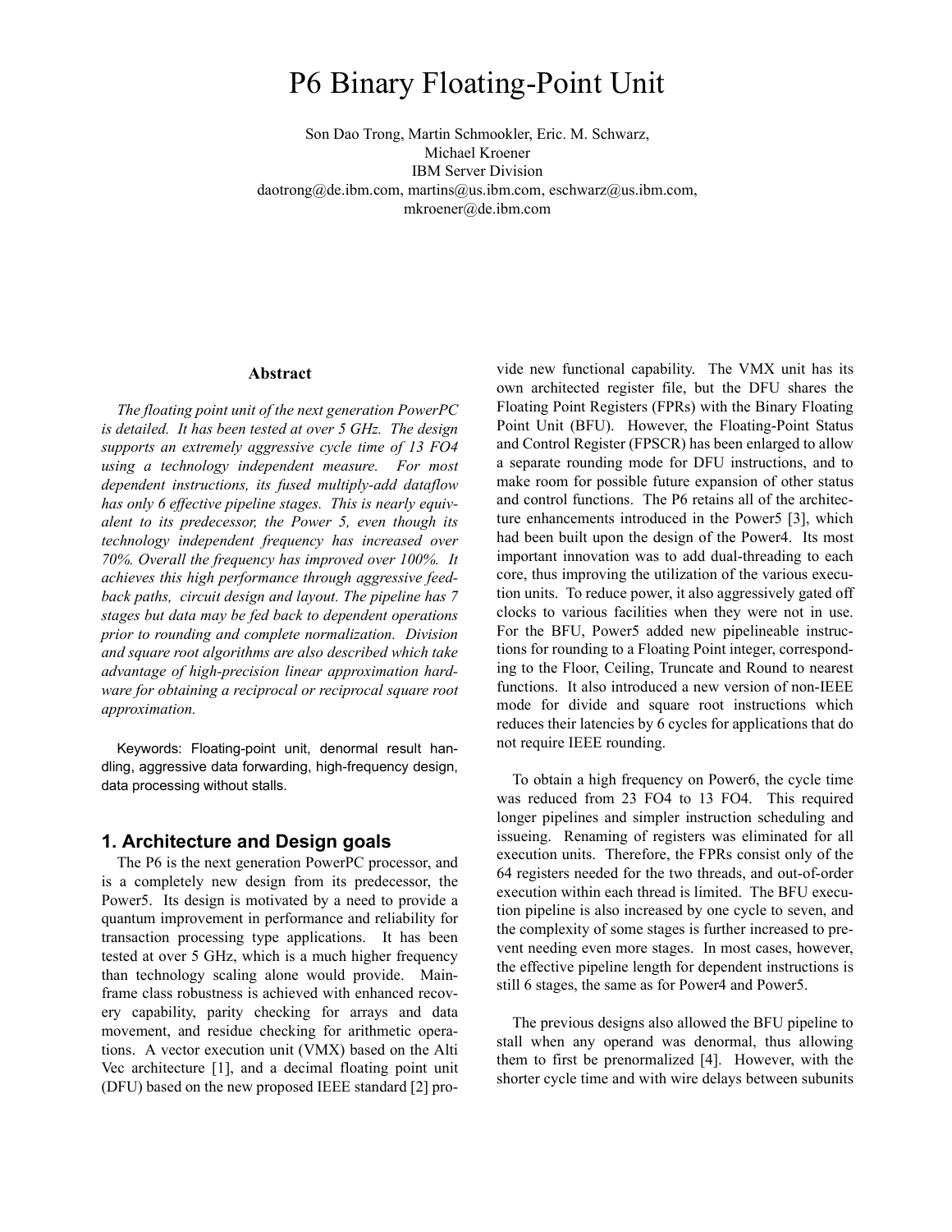# P6 Binary Floating-Point Unit

Son Dao Trong, Martin Schmookler, Eric. M. Schwarz,
Michael Kroener
IBM Server Division
daotrong@de.ibm.com, martins@us.ibm.com, eschwarz@us.ibm.com,
mkroener@de.ibm.com

### Abstract

*The floating point unit of the next generation PowerPC is detailed. It has been tested at over 5 GHz. The design supports an extremely aggressive cycle time of 13 FO4 using a technology independent measure. For most dependent instructions, its fused multiply-add dataflow has only 6 effective pipeline stages. This is nearly equivalent to its predecessor, the Power 5, even though its technology independent frequency has increased over 70%. Overall the frequency has improved over 100%. It achieves this high performance through aggressive feedback paths, circuit design and layout. The pipeline has 7 stages but data may be fed back to dependent operations prior to rounding and complete normalization. Division and square root algorithms are also described which take advantage of high-precision linear approximation hardware for obtaining a reciprocal or reciprocal square root approximation.*

Keywords: Floating-point unit, denormal result handling, aggressive data forwarding, high-frequency design, data processing without stalls.

## 1. Architecture and Design goals

The P6 is the next generation PowerPC processor, and is a completely new design from its predecessor, the Power5. Its design is motivated by a need to provide a quantum improvement in performance and reliability for transaction processing type applications. It has been tested at over 5 GHz, which is a much higher frequency than technology scaling alone would provide. Mainframe class robustness is achieved with enhanced recovery capability, parity checking for arrays and data movement, and residue checking for arithmetic operations. A vector execution unit (VMX) based on the Alti Vec architecture [1], and a decimal floating point unit (DFU) based on the new proposed IEEE standard [2] provide new functional capability. The VMX unit has its own architected register file, but the DFU shares the Floating Point Registers (FPRs) with the Binary Floating Point Unit (BFU). However, the Floating-Point Status and Control Register (FPSCR) has been enlarged to allow a separate rounding mode for DFU instructions, and to make room for possible future expansion of other status and control functions. The P6 retains all of the architecture enhancements introduced in the Power5 [3], which had been built upon the design of the Power4. Its most important innovation was to add dual-threading to each core, thus improving the utilization of the various execution units. To reduce power, it also aggressively gated off clocks to various facilities when they were not in use. For the BFU, Power5 added new pipelineable instructions for rounding to a Floating Point integer, corresponding to the Floor, Ceiling, Truncate and Round to nearest functions. It also introduced a new version of non-IEEE mode for divide and square root instructions which reduces their latencies by 6 cycles for applications that do not require IEEE rounding.

To obtain a high frequency on Power6, the cycle time was reduced from 23 FO4 to 13 FO4. This required longer pipelines and simpler instruction scheduling and issueing. Renaming of registers was eliminated for all execution units. Therefore, the FPRs consist only of the 64 registers needed for the two threads, and out-of-order execution within each thread is limited. The BFU execution pipeline is also increased by one cycle to seven, and the complexity of some stages is further increased to prevent needing even more stages. In most cases, however, the effective pipeline length for dependent instructions is still 6 stages, the same as for Power4 and Power5.

The previous designs also allowed the BFU pipeline to stall when any operand was denormal, thus allowing them to first be prenormalized [4]. However, with the shorter cycle time and with wire delays between subunits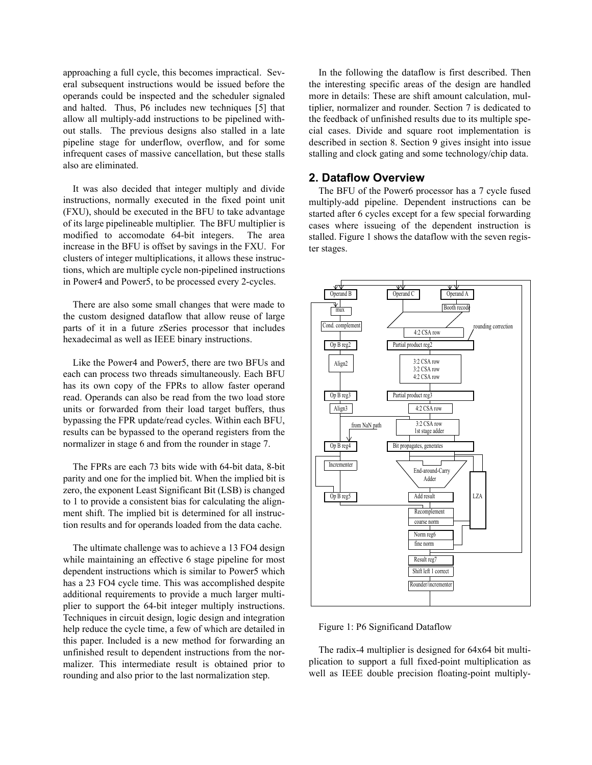approaching a full cycle, this becomes impractical. Several subsequent instructions would be issued before the operands could be inspected and the scheduler signaled and halted. Thus, P6 includes new techniques [5] that allow all multiply-add instructions to be pipelined without stalls. The previous designs also stalled in a late pipeline stage for underflow, overflow, and for some infrequent cases of massive cancellation, but these stalls also are eliminated.

It was also decided that integer multiply and divide instructions, normally executed in the fixed point unit (FXU), should be executed in the BFU to take advantage of its large pipelineable multiplier. The BFU multiplier is modified to accomodate 64-bit integers. The area increase in the BFU is offset by savings in the FXU. For clusters of integer multiplications, it allows these instructions, which are multiple cycle non-pipelined instructions in Power4 and Power5, to be processed every 2-cycles.

There are also some small changes that were made to the custom designed dataflow that allow reuse of large parts of it in a future zSeries processor that includes hexadecimal as well as IEEE binary instructions.

Like the Power4 and Power5, there are two BFUs and each can process two threads simultaneously. Each BFU has its own copy of the FPRs to allow faster operand read. Operands can also be read from the two load store units or forwarded from their load target buffers, thus bypassing the FPR update/read cycles. Within each BFU, results can be bypassed to the operand registers from the normalizer in stage 6 and from the rounder in stage 7.

The FPRs are each 73 bits wide with 64-bit data, 8-bit parity and one for the implied bit. When the implied bit is zero, the exponent Least Significant Bit (LSB) is changed to 1 to provide a consistent bias for calculating the alignment shift. The implied bit is determined for all instruction results and for operands loaded from the data cache.

The ultimate challenge was to achieve a 13 FO4 design while maintaining an effective 6 stage pipeline for most dependent instructions which is similar to Power5 which has a 23 FO4 cycle time. This was accomplished despite additional requirements to provide a much larger multiplier to support the 64-bit integer multiply instructions. Techniques in circuit design, logic design and integration help reduce the cycle time, a few of which are detailed in this paper. Included is a new method for forwarding an unfinished result to dependent instructions from the normalizer. This intermediate result is obtained prior to rounding and also prior to the last normalization step.

In the following the dataflow is first described. Then the interesting specific areas of the design are handled more in details: These are shift amount calculation, multiplier, normalizer and rounder. Section 7 is dedicated to the feedback of unfinished results due to its multiple special cases. Divide and square root implementation is described in section 8. Section 9 gives insight into issue stalling and clock gating and some technology/chip data.

## 2. Dataflow Overview

The BFU of the Power6 processor has a 7 cycle fused multiply-add pipeline. Dependent instructions can be started after 6 cycles except for a few special forwarding cases where issueing of the dependent instruction is stalled. Figure 1 shows the dataflow with the seven register stages.

Figure 1: P6 Significand Dataflow

The radix-4 multiplier is designed for 64x64 bit multiplication to support a full fixed-point multiplication as well as IEEE double precision floating-point multiply-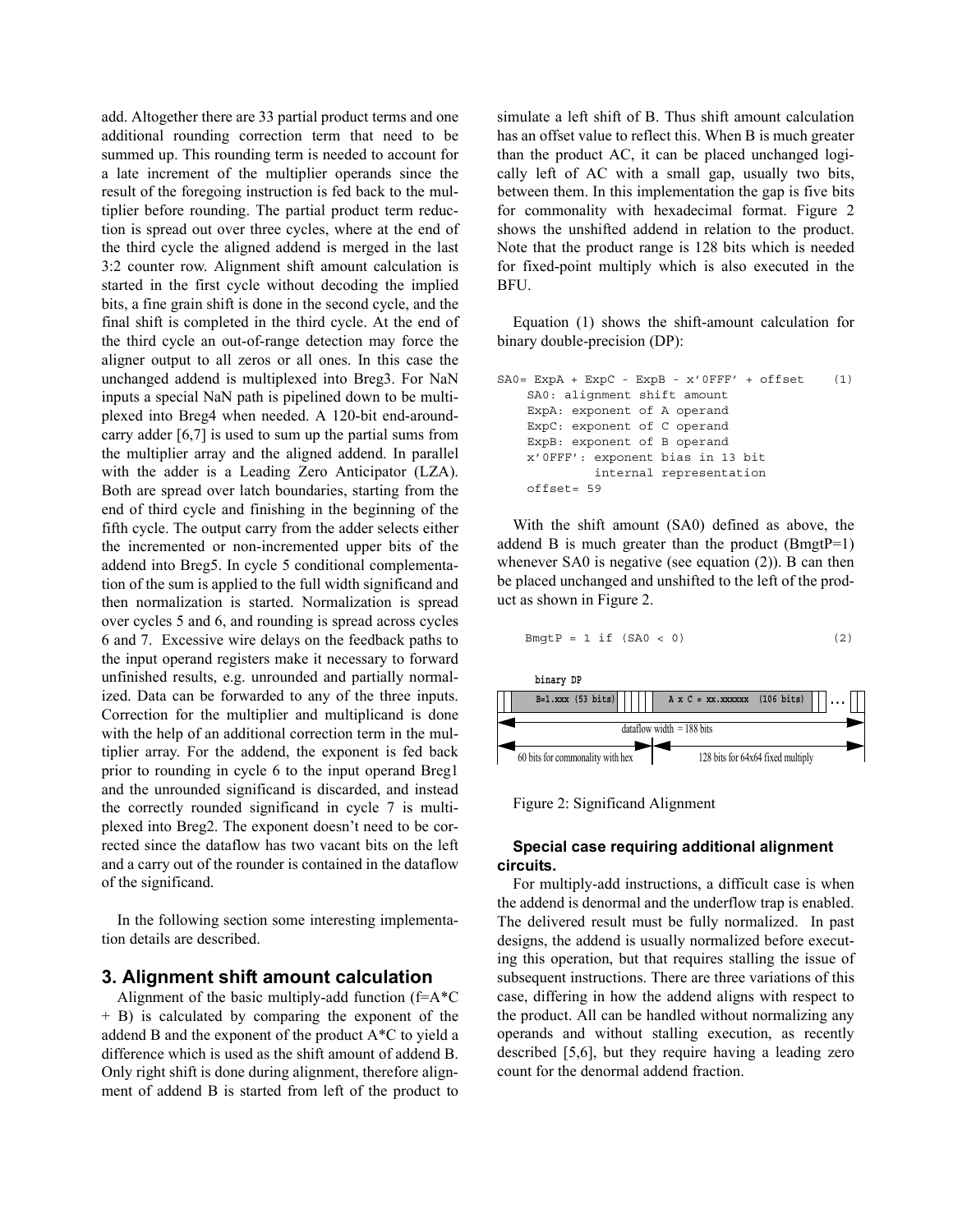add. Altogether there are 33 partial product terms and one additional rounding correction term that need to be summed up. This rounding term is needed to account for a late increment of the multiplier operands since the result of the foregoing instruction is fed back to the multiplier before rounding. The partial product term reduction is spread out over three cycles, where at the end of the third cycle the aligned addend is merged in the last 3:2 counter row. Alignment shift amount calculation is started in the first cycle without decoding the implied bits, a fine grain shift is done in the second cycle, and the final shift is completed in the third cycle. At the end of the third cycle an out-of-range detection may force the aligner output to all zeros or all ones. In this case the unchanged addend is multiplexed into Breg3. For NaN inputs a special NaN path is pipelined down to be multiplexed into Breg4 when needed. A 120-bit end-around-carry adder [6,7] is used to sum up the partial sums from the multiplier array and the aligned addend. In parallel with the adder is a Leading Zero Anticipator (LZA). Both are spread over latch boundaries, starting from the end of third cycle and finishing in the beginning of the fifth cycle. The output carry from the adder selects either the incremented or non-incremented upper bits of the addend into Breg5. In cycle 5 conditional complementation of the sum is applied to the full width significand and then normalization is started. Normalization is spread over cycles 5 and 6, and rounding is spread across cycles 6 and 7. Excessive wire delays on the feedback paths to the input operand registers make it necessary to forward unfinished results, e.g. unrounded and partially normalized. Data can be forwarded to any of the three inputs. Correction for the multiplier and multiplicand is done with the help of an additional correction term in the multiplier array. For the addend, the exponent is fed back prior to rounding in cycle 6 to the input operand Breg1 and the unrounded significand is discarded, and instead the correctly rounded significand in cycle 7 is multiplexed into Breg2. The exponent doesn't need to be corrected since the dataflow has two vacant bits on the left and a carry out of the rounder is contained in the dataflow of the significand.

In the following section some interesting implementation details are described.

## 3. Alignment shift amount calculation

Alignment of the basic multiply-add function (f=A*C + B) is calculated by comparing the exponent of the addend B and the exponent of the product A*C to yield a difference which is used as the shift amount of addend B. Only right shift is done during alignment, therefore alignment of addend B is started from left of the product to simulate a left shift of B. Thus shift amount calculation has an offset value to reflect this. When B is much greater than the product AC, it can be placed unchanged logically left of AC with a small gap, usually two bits, between them. In this implementation the gap is five bits for commonality with hexadecimal format. Figure 2 shows the unshifted addend in relation to the product. Note that the product range is 128 bits which is needed for fixed-point multiply which is also executed in the BFU.

Equation (1) shows the shift-amount calculation for binary double-precision (DP):

```
SA0= ExpA + ExpC - ExpB - x'0FFF' + offset    (1)
    SA0: alignment shift amount
    ExpA: exponent of A operand
    ExpC: exponent of C operand
    ExpB: exponent of B operand
    x'0FFF': exponent bias in 13 bit
             internal representation
    offset= 59
```

With the shift amount (SA0) defined as above, the addend B is much greater than the product (BmgtP=1) whenever SA0 is negative (see equation (2)). B can then be placed unchanged and unshifted to the left of the product as shown in Figure 2.

```
BmgtP = 1 if (SA0 < 0)                        (2)
```

binary DP

B=1.xxx (53 bits) | A x C = xx.xxxxxx (106 bits) | ...

dataflow width = 188 bits

60 bits for commonality with hex | 128 bits for 64x64 fixed multiply

Figure 2: Significand Alignment

### Special case requiring additional alignment circuits.

For multiply-add instructions, a difficult case is when the addend is denormal and the underflow trap is enabled. The delivered result must be fully normalized. In past designs, the addend is usually normalized before executing this operation, but that requires stalling the issue of subsequent instructions. There are three variations of this case, differing in how the addend aligns with respect to the product. All can be handled without normalizing any operands and without stalling execution, as recently described [5,6], but they require having a leading zero count for the denormal addend fraction.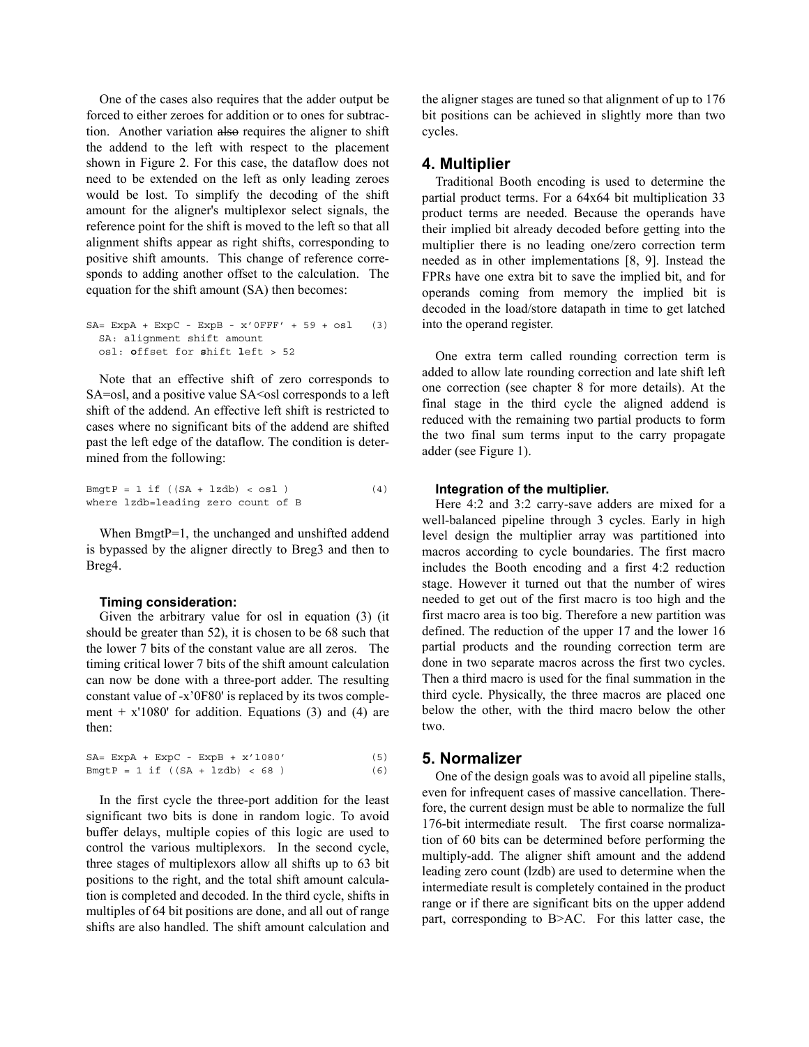One of the cases also requires that the adder output be forced to either zeroes for addition or to ones for subtraction. Another variation ~~also~~ requires the aligner to shift the addend to the left with respect to the placement shown in Figure 2. For this case, the dataflow does not need to be extended on the left as only leading zeroes would be lost. To simplify the decoding of the shift amount for the aligner's multiplexor select signals, the reference point for the shift is moved to the left so that all alignment shifts appear as right shifts, corresponding to positive shift amounts. This change of reference corresponds to adding another offset to the calculation. The equation for the shift amount (SA) then becomes:

```
SA= ExpA + ExpC - ExpB - x'0FFF' + 59 + osl   (3)
  SA: alignment shift amount
  osl: offset for shift left > 52
```

Note that an effective shift of zero corresponds to SA=osl, and a positive value SA<osl corresponds to a left shift of the addend. An effective left shift is restricted to cases where no significant bits of the addend are shifted past the left edge of the dataflow. The condition is determined from the following:

```
BmgtP = 1 if ((SA + lzdb) < osl )             (4)
where lzdb=leading zero count of B
```

When BmgtP=1, the unchanged and unshifted addend is bypassed by the aligner directly to Breg3 and then to Breg4.

#### Timing consideration:

Given the arbitrary value for osl in equation (3) (it should be greater than 52), it is chosen to be 68 such that the lower 7 bits of the constant value are all zeros. The timing critical lower 7 bits of the shift amount calculation can now be done with a three-port adder. The resulting constant value of -x'0F80' is replaced by its twos complement + x'1080' for addition. Equations (3) and (4) are then:

```
SA= ExpA + ExpC - ExpB + x'1080'              (5)
BmgtP = 1 if ((SA + lzdb) < 68 )              (6)
```

In the first cycle the three-port addition for the least significant two bits is done in random logic. To avoid buffer delays, multiple copies of this logic are used to control the various multiplexors. In the second cycle, three stages of multiplexors allow all shifts up to 63 bit positions to the right, and the total shift amount calculation is completed and decoded. In the third cycle, shifts in multiples of 64 bit positions are done, and all out of range shifts are also handled. The shift amount calculation and the aligner stages are tuned so that alignment of up to 176 bit positions can be achieved in slightly more than two cycles.

## 4. Multiplier

Traditional Booth encoding is used to determine the partial product terms. For a 64x64 bit multiplication 33 product terms are needed. Because the operands have their implied bit already decoded before getting into the multiplier there is no leading one/zero correction term needed as in other implementations [8, 9]. Instead the FPRs have one extra bit to save the implied bit, and for operands coming from memory the implied bit is decoded in the load/store datapath in time to get latched into the operand register.

One extra term called rounding correction term is added to allow late rounding correction and late shift left one correction (see chapter 8 for more details). At the final stage in the third cycle the aligned addend is reduced with the remaining two partial products to form the two final sum terms input to the carry propagate adder (see Figure 1).

#### Integration of the multiplier.

Here 4:2 and 3:2 carry-save adders are mixed for a well-balanced pipeline through 3 cycles. Early in high level design the multiplier array was partitioned into macros according to cycle boundaries. The first macro includes the Booth encoding and a first 4:2 reduction stage. However it turned out that the number of wires needed to get out of the first macro is too high and the first macro area is too big. Therefore a new partition was defined. The reduction of the upper 17 and the lower 16 partial products and the rounding correction term are done in two separate macros across the first two cycles. Then a third macro is used for the final summation in the third cycle. Physically, the three macros are placed one below the other, with the third macro below the other two.

## 5. Normalizer

One of the design goals was to avoid all pipeline stalls, even for infrequent cases of massive cancellation. Therefore, the current design must be able to normalize the full 176-bit intermediate result. The first coarse normalization of 60 bits can be determined before performing the multiply-add. The aligner shift amount and the addend leading zero count (lzdb) are used to determine when the intermediate result is completely contained in the product range or if there are significant bits on the upper addend part, corresponding to B>AC. For this latter case, the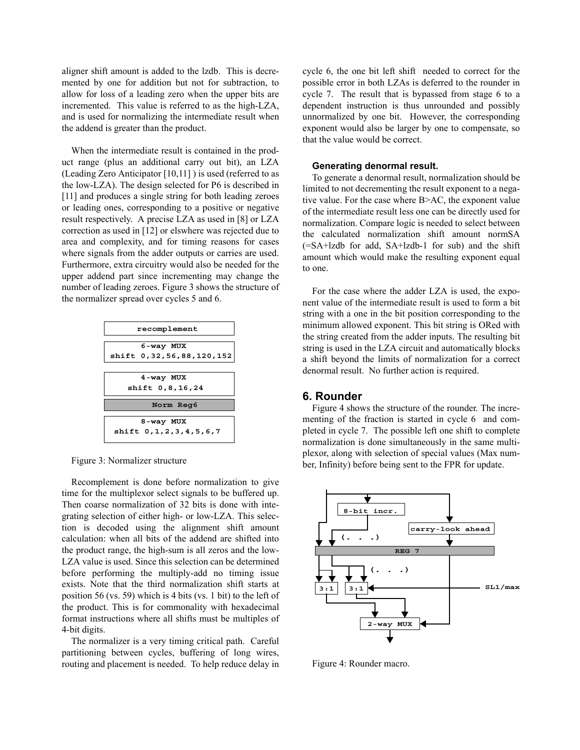aligner shift amount is added to the lzdb. This is decremented by one for addition but not for subtraction, to allow for loss of a leading zero when the upper bits are incremented. This value is referred to as the high-LZA, and is used for normalizing the intermediate result when the addend is greater than the product.

When the intermediate result is contained in the product range (plus an additional carry out bit), an LZA (Leading Zero Anticipator [10,11] ) is used (referred to as the low-LZA). The design selected for P6 is described in [11] and produces a single string for both leading zeroes or leading ones, corresponding to a positive or negative result respectively. A precise LZA as used in [8] or LZA correction as used in [12] or elswhere was rejected due to area and complexity, and for timing reasons for cases where signals from the adder outputs or carries are used. Furthermore, extra circuitry would also be needed for the upper addend part since incrementing may change the number of leading zeroes. Figure 3 shows the structure of the normalizer spread over cycles 5 and 6.

```
recomplement
6-way MUX
shift 0,32,56,88,120,152
4-way MUX
shift 0,8,16,24
Norm Reg6
8-way MUX
shift 0,1,2,3,4,5,6,7
```

Figure 3: Normalizer structure

Recomplement is done before normalization to give time for the multiplexor select signals to be buffered up. Then coarse normalization of 32 bits is done with integrating selection of either high- or low-LZA. This selection is decoded using the alignment shift amount calculation: when all bits of the addend are shifted into the product range, the high-sum is all zeros and the low-LZA value is used. Since this selection can be determined before performing the multiply-add no timing issue exists. Note that the third normalization shift starts at position 56 (vs. 59) which is 4 bits (vs. 1 bit) to the left of the product. This is for commonality with hexadecimal format instructions where all shifts must be multiples of 4-bit digits.

The normalizer is a very timing critical path. Careful partitioning between cycles, buffering of long wires, routing and placement is needed. To help reduce delay in cycle 6, the one bit left shift needed to correct for the possible error in both LZAs is deferred to the rounder in cycle 7. The result that is bypassed from stage 6 to a dependent instruction is thus unrounded and possibly unnormalized by one bit. However, the corresponding exponent would also be larger by one to compensate, so that the value would be correct.

### Generating denormal result.

To generate a denormal result, normalization should be limited to not decrementing the result exponent to a negative value. For the case where B>AC, the exponent value of the intermediate result less one can be directly used for normalization. Compare logic is needed to select between the calculated normalization shift amount normSA (=SA+lzdb for add, SA+lzdb-1 for sub) and the shift amount which would make the resulting exponent equal to one.

For the case where the adder LZA is used, the exponent value of the intermediate result is used to form a bit string with a one in the bit position corresponding to the minimum allowed exponent. This bit string is ORed with the string created from the adder inputs. The resulting bit string is used in the LZA circuit and automatically blocks a shift beyond the limits of normalization for a correct denormal result. No further action is required.

## 6. Rounder

Figure 4 shows the structure of the rounder. The incrementing of the fraction is started in cycle 6 and completed in cycle 7. The possible left one shift to complete normalization is done simultaneously in the same multiplexor, along with selection of special values (Max number, Infinity) before being sent to the FPR for update.

```
8-bit incr.        carry-look ahead
      (. . .)
              REG 7
        (. . .)
3:1   3:1  <---------------- SL1/max
      2-way MUX
```

Figure 4: Rounder macro.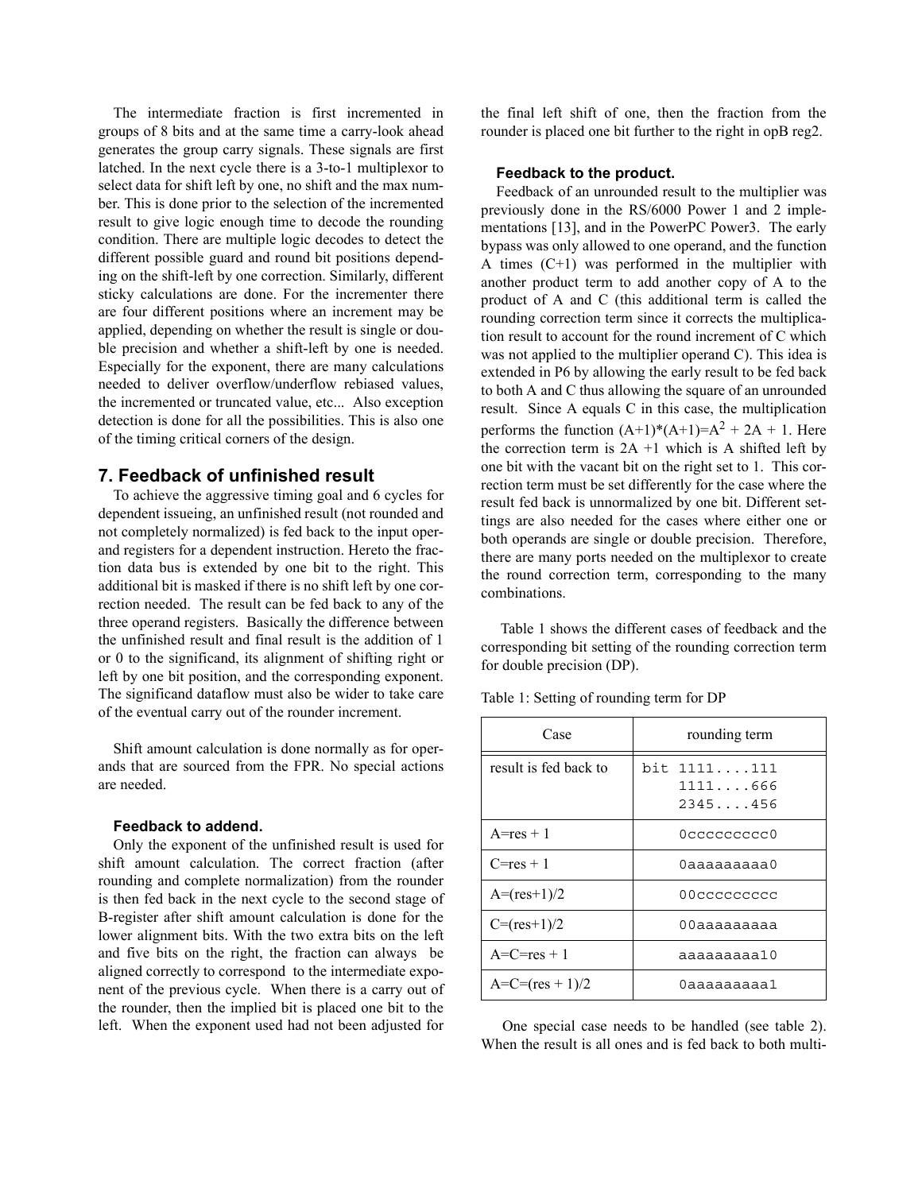The intermediate fraction is first incremented in groups of 8 bits and at the same time a carry-look ahead generates the group carry signals. These signals are first latched. In the next cycle there is a 3-to-1 multiplexor to select data for shift left by one, no shift and the max number. This is done prior to the selection of the incremented result to give logic enough time to decode the rounding condition. There are multiple logic decodes to detect the different possible guard and round bit positions depending on the shift-left by one correction. Similarly, different sticky calculations are done. For the incrementer there are four different positions where an increment may be applied, depending on whether the result is single or double precision and whether a shift-left by one is needed. Especially for the exponent, there are many calculations needed to deliver overflow/underflow rebiased values, the incremented or truncated value, etc... Also exception detection is done for all the possibilities. This is also one of the timing critical corners of the design.

## 7. Feedback of unfinished result

To achieve the aggressive timing goal and 6 cycles for dependent issueing, an unfinished result (not rounded and not completely normalized) is fed back to the input operand registers for a dependent instruction. Hereto the fraction data bus is extended by one bit to the right. This additional bit is masked if there is no shift left by one correction needed. The result can be fed back to any of the three operand registers. Basically the difference between the unfinished result and final result is the addition of 1 or 0 to the significand, its alignment of shifting right or left by one bit position, and the corresponding exponent. The significand dataflow must also be wider to take care of the eventual carry out of the rounder increment.

Shift amount calculation is done normally as for operands that are sourced from the FPR. No special actions are needed.

### Feedback to addend.

Only the exponent of the unfinished result is used for shift amount calculation. The correct fraction (after rounding and complete normalization) from the rounder is then fed back in the next cycle to the second stage of B-register after shift amount calculation is done for the lower alignment bits. With the two extra bits on the left and five bits on the right, the fraction can always be aligned correctly to correspond to the intermediate exponent of the previous cycle. When there is a carry out of the rounder, then the implied bit is placed one bit to the left. When the exponent used had not been adjusted for the final left shift of one, then the fraction from the rounder is placed one bit further to the right in opB reg2.

### Feedback to the product.

Feedback of an unrounded result to the multiplier was previously done in the RS/6000 Power 1 and 2 implementations [13], and in the PowerPC Power3. The early bypass was only allowed to one operand, and the function A times (C+1) was performed in the multiplier with another product term to add another copy of A to the product of A and C (this additional term is called the rounding correction term since it corrects the multiplication result to account for the round increment of C which was not applied to the multiplier operand C). This idea is extended in P6 by allowing the early result to be fed back to both A and C thus allowing the square of an unrounded result. Since A equals C in this case, the multiplication performs the function $(A+1)*(A+1)=A^2 + 2A + 1$. Here the correction term is $2A + 1$ which is A shifted left by one bit with the vacant bit on the right set to 1. This correction term must be set differently for the case where the result fed back is unnormalized by one bit. Different settings are also needed for the cases where either one or both operands are single or double precision. Therefore, there are many ports needed on the multiplexor to create the round correction term, corresponding to the many combinations.

Table 1 shows the different cases of feedback and the corresponding bit setting of the rounding correction term for double precision (DP).

Table 1: Setting of rounding term for DP

| Case | rounding term |
|---|---|
| result is fed back to | bit 1111....111<br>1111....666<br>2345....456 |
| A=res + 1 | 0ccccccccc0 |
| C=res + 1 | 0aaaaaaaaa0 |
| A=(res+1)/2 | 00ccccccccc |
| C=(res+1)/2 | 00aaaaaaaaa |
| A=C=res + 1 | aaaaaaaaa10 |
| A=C=(res + 1)/2 | 0aaaaaaaaa1 |

One special case needs to be handled (see table 2). When the result is all ones and is fed back to both multi-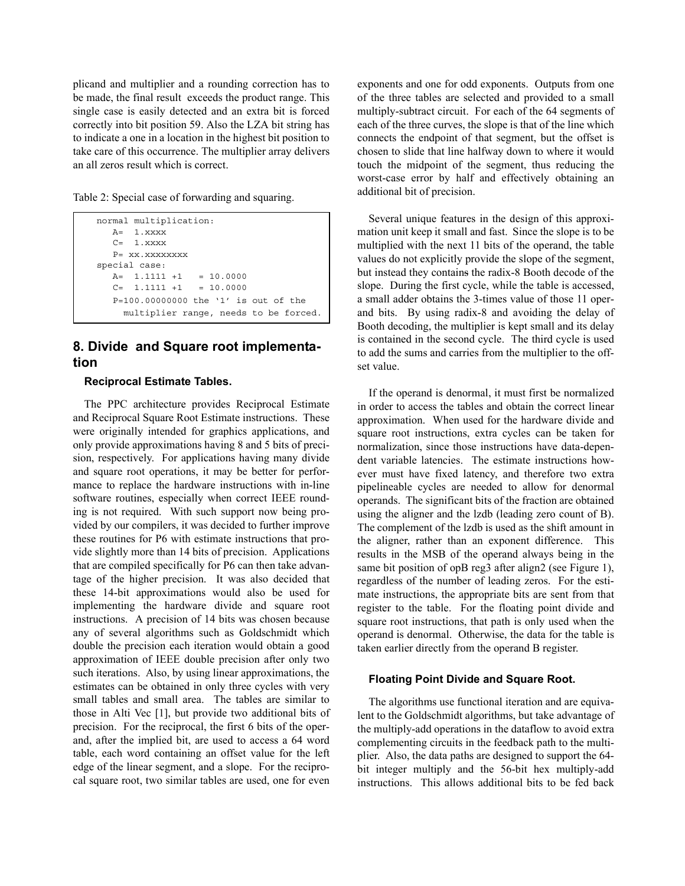plicand and multiplier and a rounding correction has to be made, the final result exceeds the product range. This single case is easily detected and an extra bit is forced correctly into bit position 59. Also the LZA bit string has to indicate a one in a location in the highest bit position to take care of this occurrence. The multiplier array delivers an all zeros result which is correct.

Table 2: Special case of forwarding and squaring.

```
normal multiplication:
   A=  1.xxxx
   C=  1.xxxx
   P= xx.xxxxxxxx
special case:
   A=  1.1111 +1    = 10.0000
   C=  1.1111 +1    = 10.0000
   P=100.00000000 the ‘1’ is out of the
     multiplier range, needs to be forced.
```

## 8. Divide and Square root implementation

### Reciprocal Estimate Tables.

The PPC architecture provides Reciprocal Estimate and Reciprocal Square Root Estimate instructions. These were originally intended for graphics applications, and only provide approximations having 8 and 5 bits of precision, respectively. For applications having many divide and square root operations, it may be better for performance to replace the hardware instructions with in-line software routines, especially when correct IEEE rounding is not required. With such support now being provided by our compilers, it was decided to further improve these routines for P6 with estimate instructions that provide slightly more than 14 bits of precision. Applications that are compiled specifically for P6 can then take advantage of the higher precision. It was also decided that these 14-bit approximations would also be used for implementing the hardware divide and square root instructions. A precision of 14 bits was chosen because any of several algorithms such as Goldschmidt which double the precision each iteration would obtain a good approximation of IEEE double precision after only two such iterations. Also, by using linear approximations, the estimates can be obtained in only three cycles with very small tables and small area. The tables are similar to those in Alti Vec [1], but provide two additional bits of precision. For the reciprocal, the first 6 bits of the operand, after the implied bit, are used to access a 64 word table, each word containing an offset value for the left edge of the linear segment, and a slope. For the reciprocal square root, two similar tables are used, one for even exponents and one for odd exponents. Outputs from one of the three tables are selected and provided to a small multiply-subtract circuit. For each of the 64 segments of each of the three curves, the slope is that of the line which connects the endpoint of that segment, but the offset is chosen to slide that line halfway down to where it would touch the midpoint of the segment, thus reducing the worst-case error by half and effectively obtaining an additional bit of precision.

Several unique features in the design of this approximation unit keep it small and fast. Since the slope is to be multiplied with the next 11 bits of the operand, the table values do not explicitly provide the slope of the segment, but instead they contains the radix-8 Booth decode of the slope. During the first cycle, while the table is accessed, a small adder obtains the 3-times value of those 11 operand bits. By using radix-8 and avoiding the delay of Booth decoding, the multiplier is kept small and its delay is contained in the second cycle. The third cycle is used to add the sums and carries from the multiplier to the offset value.

If the operand is denormal, it must first be normalized in order to access the tables and obtain the correct linear approximation. When used for the hardware divide and square root instructions, extra cycles can be taken for normalization, since those instructions have data-dependent variable latencies. The estimate instructions however must have fixed latency, and therefore two extra pipelineable cycles are needed to allow for denormal operands. The significant bits of the fraction are obtained using the aligner and the lzdb (leading zero count of B). The complement of the lzdb is used as the shift amount in the aligner, rather than an exponent difference. This results in the MSB of the operand always being in the same bit position of opB reg3 after align2 (see Figure 1), regardless of the number of leading zeros. For the estimate instructions, the appropriate bits are sent from that register to the table. For the floating point divide and square root instructions, that path is only used when the operand is denormal. Otherwise, the data for the table is taken earlier directly from the operand B register.

### Floating Point Divide and Square Root.

The algorithms use functional iteration and are equivalent to the Goldschmidt algorithms, but take advantage of the multiply-add operations in the dataflow to avoid extra complementing circuits in the feedback path to the multiplier. Also, the data paths are designed to support the 64-bit integer multiply and the 56-bit hex multiply-add instructions. This allows additional bits to be fed back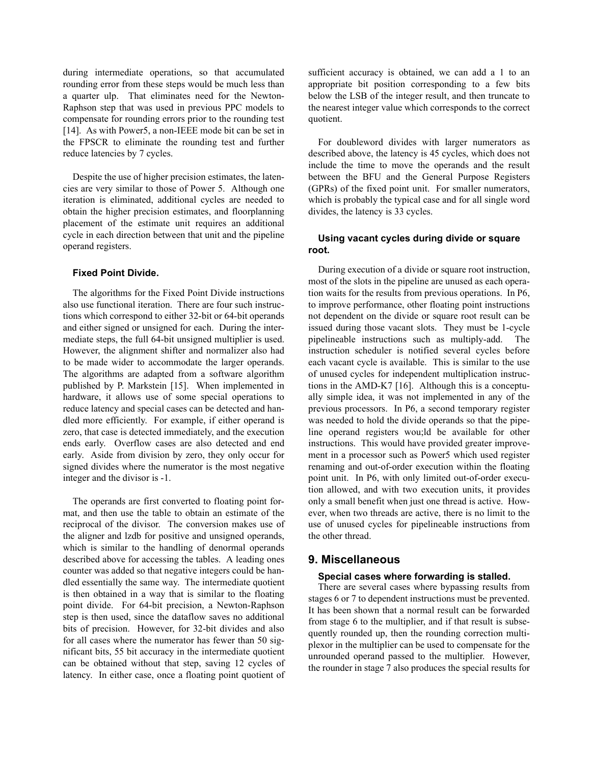during intermediate operations, so that accumulated rounding error from these steps would be much less than a quarter ulp. That eliminates need for the Newton-Raphson step that was used in previous PPC models to compensate for rounding errors prior to the rounding test [14]. As with Power5, a non-IEEE mode bit can be set in the FPSCR to eliminate the rounding test and further reduce latencies by 7 cycles.

Despite the use of higher precision estimates, the latencies are very similar to those of Power 5. Although one iteration is eliminated, additional cycles are needed to obtain the higher precision estimates, and floorplanning placement of the estimate unit requires an additional cycle in each direction between that unit and the pipeline operand registers.

### Fixed Point Divide.

The algorithms for the Fixed Point Divide instructions also use functional iteration. There are four such instructions which correspond to either 32-bit or 64-bit operands and either signed or unsigned for each. During the intermediate steps, the full 64-bit unsigned multiplier is used. However, the alignment shifter and normalizer also had to be made wider to accommodate the larger operands. The algorithms are adapted from a software algorithm published by P. Markstein [15]. When implemented in hardware, it allows use of some special operations to reduce latency and special cases can be detected and handled more efficiently. For example, if either operand is zero, that case is detected immediately, and the execution ends early. Overflow cases are also detected and end early. Aside from division by zero, they only occur for signed divides where the numerator is the most negative integer and the divisor is -1.

The operands are first converted to floating point format, and then use the table to obtain an estimate of the reciprocal of the divisor. The conversion makes use of the aligner and lzdb for positive and unsigned operands, which is similar to the handling of denormal operands described above for accessing the tables. A leading ones counter was added so that negative integers could be handled essentially the same way. The intermediate quotient is then obtained in a way that is similar to the floating point divide. For 64-bit precision, a Newton-Raphson step is then used, since the dataflow saves no additional bits of precision. However, for 32-bit divides and also for all cases where the numerator has fewer than 50 significant bits, 55 bit accuracy in the intermediate quotient can be obtained without that step, saving 12 cycles of latency. In either case, once a floating point quotient of sufficient accuracy is obtained, we can add a 1 to an appropriate bit position corresponding to a few bits below the LSB of the integer result, and then truncate to the nearest integer value which corresponds to the correct quotient.

For doubleword divides with larger numerators as described above, the latency is 45 cycles, which does not include the time to move the operands and the result between the BFU and the General Purpose Registers (GPRs) of the fixed point unit. For smaller numerators, which is probably the typical case and for all single word divides, the latency is 33 cycles.

### Using vacant cycles during divide or square root.

During execution of a divide or square root instruction, most of the slots in the pipeline are unused as each operation waits for the results from previous operations. In P6, to improve performance, other floating point instructions not dependent on the divide or square root result can be issued during those vacant slots. They must be 1-cycle pipelineable instructions such as multiply-add. The instruction scheduler is notified several cycles before each vacant cycle is available. This is similar to the use of unused cycles for independent multiplication instructions in the AMD-K7 [16]. Although this is a conceptually simple idea, it was not implemented in any of the previous processors. In P6, a second temporary register was needed to hold the divide operands so that the pipeline operand registers wou;ld be available for other instructions. This would have provided greater improvement in a processor such as Power5 which used register renaming and out-of-order execution within the floating point unit. In P6, with only limited out-of-order execution allowed, and with two execution units, it provides only a small benefit when just one thread is active. However, when two threads are active, there is no limit to the use of unused cycles for pipelineable instructions from the other thread.

## 9. Miscellaneous

### Special cases where forwarding is stalled.

There are several cases where bypassing results from stages 6 or 7 to dependent instructions must be prevented. It has been shown that a normal result can be forwarded from stage 6 to the multiplier, and if that result is subsequently rounded up, then the rounding correction multiplexor in the multiplier can be used to compensate for the unrounded operand passed to the multiplier. However, the rounder in stage 7 also produces the special results for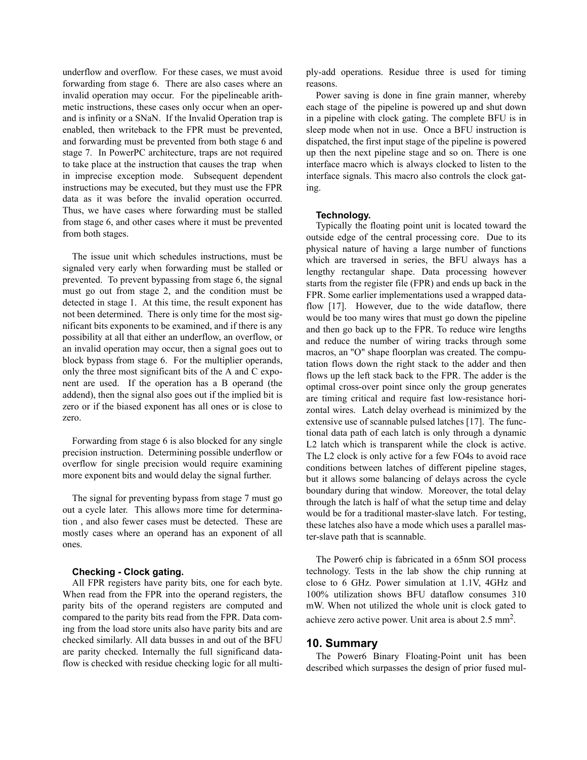underflow and overflow. For these cases, we must avoid forwarding from stage 6. There are also cases where an invalid operation may occur. For the pipelineable arithmetic instructions, these cases only occur when an operand is infinity or a SNaN. If the Invalid Operation trap is enabled, then writeback to the FPR must be prevented, and forwarding must be prevented from both stage 6 and stage 7. In PowerPC architecture, traps are not required to take place at the instruction that causes the trap when in imprecise exception mode. Subsequent dependent instructions may be executed, but they must use the FPR data as it was before the invalid operation occurred. Thus, we have cases where forwarding must be stalled from stage 6, and other cases where it must be prevented from both stages.

The issue unit which schedules instructions, must be signaled very early when forwarding must be stalled or prevented. To prevent bypassing from stage 6, the signal must go out from stage 2, and the condition must be detected in stage 1. At this time, the result exponent has not been determined. There is only time for the most significant bits exponents to be examined, and if there is any possibility at all that either an underflow, an overflow, or an invalid operation may occur, then a signal goes out to block bypass from stage 6. For the multiplier operands, only the three most significant bits of the A and C exponent are used. If the operation has a B operand (the addend), then the signal also goes out if the implied bit is zero or if the biased exponent has all ones or is close to zero.

Forwarding from stage 6 is also blocked for any single precision instruction. Determining possible underflow or overflow for single precision would require examining more exponent bits and would delay the signal further.

The signal for preventing bypass from stage 7 must go out a cycle later. This allows more time for determination , and also fewer cases must be detected. These are mostly cases where an operand has an exponent of all ones.

#### Checking - Clock gating.

All FPR registers have parity bits, one for each byte. When read from the FPR into the operand registers, the parity bits of the operand registers are computed and compared to the parity bits read from the FPR. Data coming from the load store units also have parity bits and are checked similarly. All data busses in and out of the BFU are parity checked. Internally the full significand dataflow is checked with residue checking logic for all multiply-add operations. Residue three is used for timing reasons.

Power saving is done in fine grain manner, whereby each stage of the pipeline is powered up and shut down in a pipeline with clock gating. The complete BFU is in sleep mode when not in use. Once a BFU instruction is dispatched, the first input stage of the pipeline is powered up then the next pipeline stage and so on. There is one interface macro which is always clocked to listen to the interface signals. This macro also controls the clock gating.

#### Technology.

Typically the floating point unit is located toward the outside edge of the central processing core. Due to its physical nature of having a large number of functions which are traversed in series, the BFU always has a lengthy rectangular shape. Data processing however starts from the register file (FPR) and ends up back in the FPR. Some earlier implementations used a wrapped dataflow [17]. However, due to the wide dataflow, there would be too many wires that must go down the pipeline and then go back up to the FPR. To reduce wire lengths and reduce the number of wiring tracks through some macros, an "O" shape floorplan was created. The computation flows down the right stack to the adder and then flows up the left stack back to the FPR. The adder is the optimal cross-over point since only the group generates are timing critical and require fast low-resistance horizontal wires. Latch delay overhead is minimized by the extensive use of scannable pulsed latches [17]. The functional data path of each latch is only through a dynamic L2 latch which is transparent while the clock is active. The L2 clock is only active for a few FO4s to avoid race conditions between latches of different pipeline stages, but it allows some balancing of delays across the cycle boundary during that window. Moreover, the total delay through the latch is half of what the setup time and delay would be for a traditional master-slave latch. For testing, these latches also have a mode which uses a parallel master-slave path that is scannable.

The Power6 chip is fabricated in a 65nm SOI process technology. Tests in the lab show the chip running at close to 6 GHz. Power simulation at 1.1V, 4GHz and 100% utilization shows BFU dataflow consumes 310 mW. When not utilized the whole unit is clock gated to achieve zero active power. Unit area is about 2.5 $mm^2$.

## 10. Summary

The Power6 Binary Floating-Point unit has been described which surpasses the design of prior fused mul-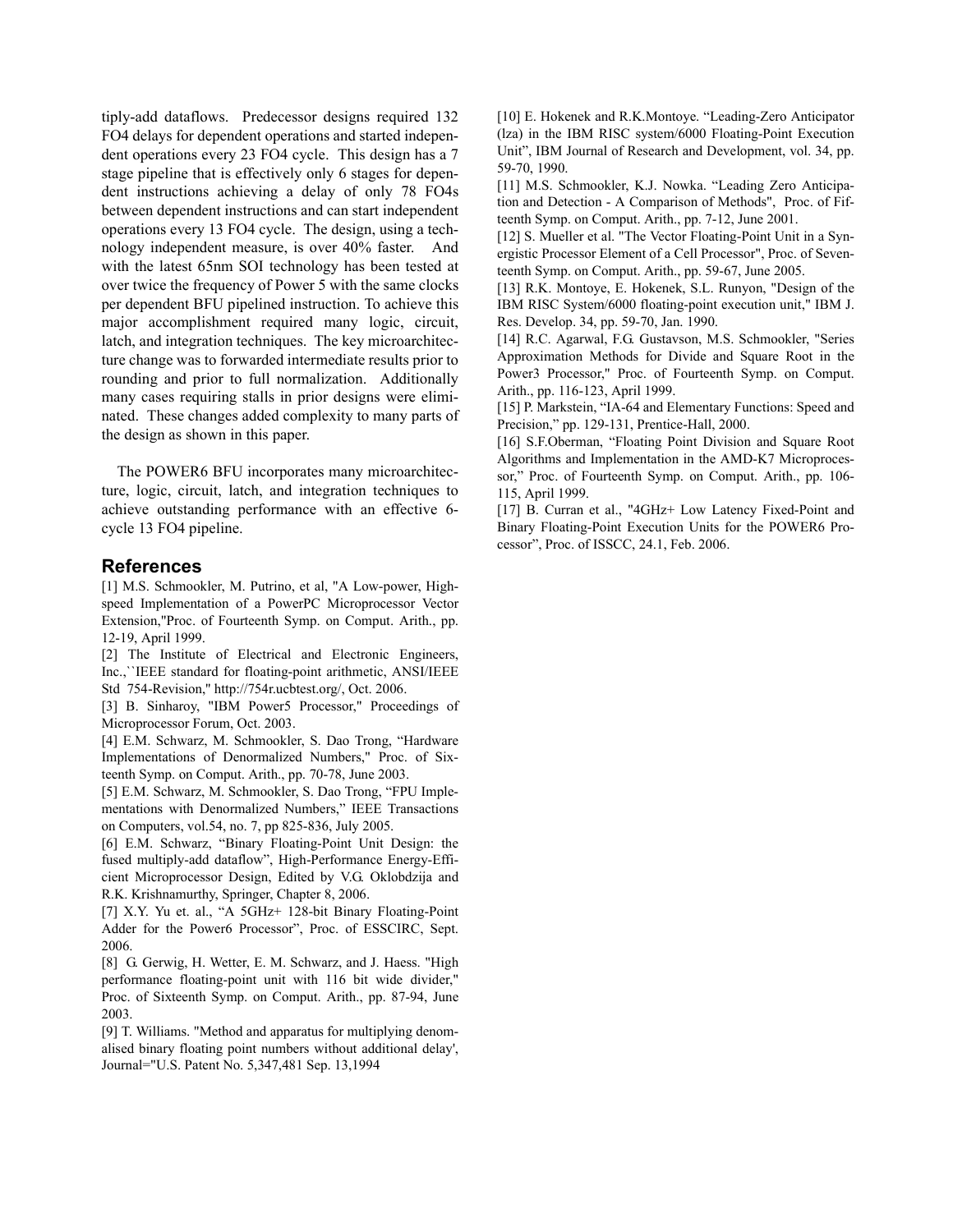tiply-add dataflows. Predecessor designs required 132 FO4 delays for dependent operations and started independent operations every 23 FO4 cycle. This design has a 7 stage pipeline that is effectively only 6 stages for dependent instructions achieving a delay of only 78 FO4s between dependent instructions and can start independent operations every 13 FO4 cycle. The design, using a technology independent measure, is over 40% faster. And with the latest 65nm SOI technology has been tested at over twice the frequency of Power 5 with the same clocks per dependent BFU pipelined instruction. To achieve this major accomplishment required many logic, circuit, latch, and integration techniques. The key microarchitecture change was to forwarded intermediate results prior to rounding and prior to full normalization. Additionally many cases requiring stalls in prior designs were eliminated. These changes added complexity to many parts of the design as shown in this paper.

The POWER6 BFU incorporates many microarchitecture, logic, circuit, latch, and integration techniques to achieve outstanding performance with an effective 6-cycle 13 FO4 pipeline.

## References

[1] M.S. Schmookler, M. Putrino, et al, "A Low-power, High-speed Implementation of a PowerPC Microprocessor Vector Extension,"Proc. of Fourteenth Symp. on Comput. Arith., pp. 12-19, April 1999.

[2] The Institute of Electrical and Electronic Engineers, Inc.,``IEEE standard for floating-point arithmetic, ANSI/IEEE Std 754-Revision," http://754r.ucbtest.org/, Oct. 2006.

[3] B. Sinharoy, "IBM Power5 Processor," Proceedings of Microprocessor Forum, Oct. 2003.

[4] E.M. Schwarz, M. Schmookler, S. Dao Trong, "Hardware Implementations of Denormalized Numbers," Proc. of Sixteenth Symp. on Comput. Arith., pp. 70-78, June 2003.

[5] E.M. Schwarz, M. Schmookler, S. Dao Trong, "FPU Implementations with Denormalized Numbers," IEEE Transactions on Computers, vol.54, no. 7, pp 825-836, July 2005.

[6] E.M. Schwarz, "Binary Floating-Point Unit Design: the fused multiply-add dataflow", High-Performance Energy-Efficient Microprocessor Design, Edited by V.G. Oklobdzija and R.K. Krishnamurthy, Springer, Chapter 8, 2006.

[7] X.Y. Yu et. al., "A 5GHz+ 128-bit Binary Floating-Point Adder for the Power6 Processor", Proc. of ESSCIRC, Sept. 2006.

[8] G. Gerwig, H. Wetter, E. M. Schwarz, and J. Haess. "High performance floating-point unit with 116 bit wide divider," Proc. of Sixteenth Symp. on Comput. Arith., pp. 87-94, June 2003.

[9] T. Williams. "Method and apparatus for multiplying denomalised binary floating point numbers without additional delay', Journal="U.S. Patent No. 5,347,481 Sep. 13,1994

[10] E. Hokenek and R.K.Montoye. "Leading-Zero Anticipator (lza) in the IBM RISC system/6000 Floating-Point Execution Unit", IBM Journal of Research and Development, vol. 34, pp. 59-70, 1990.

[11] M.S. Schmookler, K.J. Nowka. "Leading Zero Anticipation and Detection - A Comparison of Methods", Proc. of Fifteenth Symp. on Comput. Arith., pp. 7-12, June 2001.

[12] S. Mueller et al. "The Vector Floating-Point Unit in a Synergistic Processor Element of a Cell Processor", Proc. of Seventeenth Symp. on Comput. Arith., pp. 59-67, June 2005.

[13] R.K. Montoye, E. Hokenek, S.L. Runyon, "Design of the IBM RISC System/6000 floating-point execution unit," IBM J. Res. Develop. 34, pp. 59-70, Jan. 1990.

[14] R.C. Agarwal, F.G. Gustavson, M.S. Schmookler, "Series Approximation Methods for Divide and Square Root in the Power3 Processor," Proc. of Fourteenth Symp. on Comput. Arith., pp. 116-123, April 1999.

[15] P. Markstein, "IA-64 and Elementary Functions: Speed and Precision," pp. 129-131, Prentice-Hall, 2000.

[16] S.F.Oberman, "Floating Point Division and Square Root Algorithms and Implementation in the AMD-K7 Microprocessor," Proc. of Fourteenth Symp. on Comput. Arith., pp. 106-115, April 1999.

[17] B. Curran et al., "4GHz+ Low Latency Fixed-Point and Binary Floating-Point Execution Units for the POWER6 Processor", Proc. of ISSCC, 24.1, Feb. 2006.